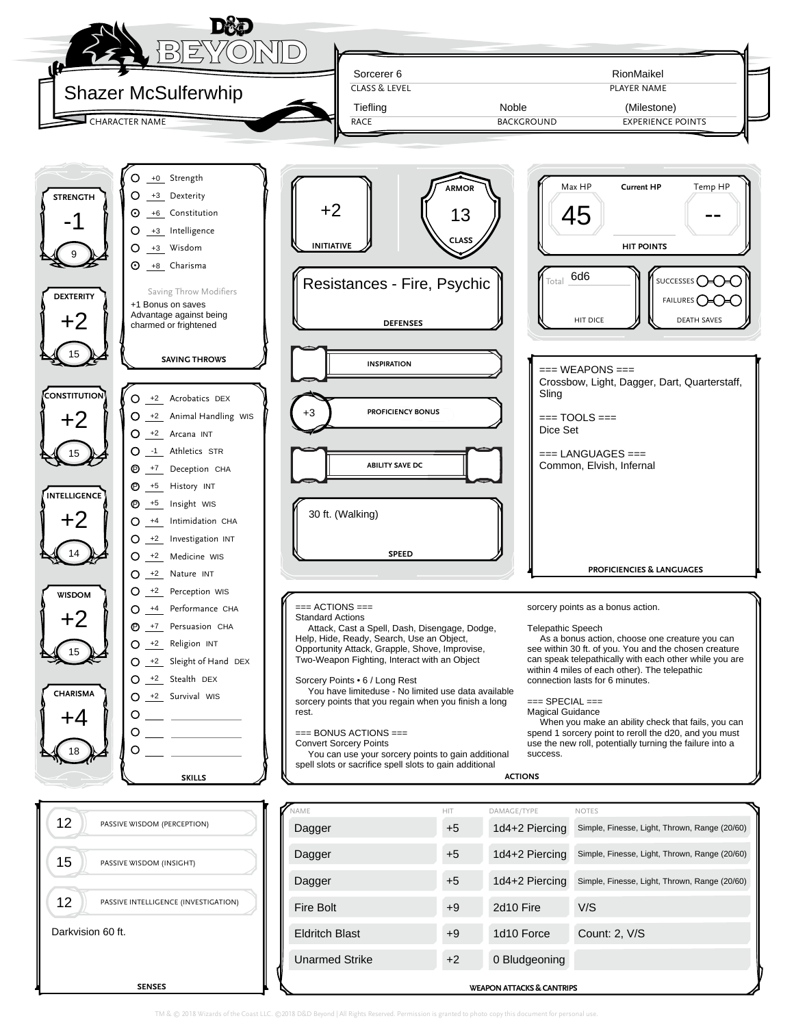# Shazer McSulferwhip

| Class & Level | Player Name | Race | Background | Experience Points |
|---|---|---|---|---|
| Sorcerer 6 | RionMaikel | Tiefling | Noble | (Milestone) |

## Ability Scores

| Ability | Modifier | Score |
|---|---|---|
| Strength | -1 | 9 |
| Dexterity | +2 | 15 |
| Constitution | +2 | 15 |
| Intelligence | +2 | 14 |
| Wisdom | +2 | 15 |
| Charisma | +4 | 18 |

## Saving Throws

| Proficient | Modifier | Save |
|---|---|---|
| ○ | +0 | Strength |
| ○ | +3 | Dexterity |
| ⊙ | +6 | Constitution |
| ○ | +3 | Intelligence |
| ○ | +3 | Wisdom |
| ⊙ | +8 | Charisma |

Saving Throw Modifiers

+1 Bonus on saves
Advantage against being charmed or frightened

## Skills

| Proficient | Modifier | Skill |
|---|---|---|
| ○ | +2 | Acrobatics DEX |
| ○ | +2 | Animal Handling WIS |
| ○ | +2 | Arcana INT |
| ○ | -1 | Athletics STR |
| P | +7 | Deception CHA |
| P | +5 | History INT |
| P | +5 | Insight WIS |
| ○ | +4 | Intimidation CHA |
| ○ | +2 | Investigation INT |
| ○ | +2 | Medicine WIS |
| ○ | +2 | Nature INT |
| ○ | +2 | Perception WIS |
| ○ | +4 | Performance CHA |
| P | +7 | Persuasion CHA |
| ○ | +2 | Religion INT |
| ○ | +2 | Sleight of Hand DEX |
| ○ | +2 | Stealth DEX |
| ○ | +2 | Survival WIS |

## Combat

- **Initiative:** +2
- **Armor Class:** 13
- **Defenses:** Resistances - Fire, Psychic
- **Inspiration:**
- **Proficiency Bonus:** +3
- **Ability Save DC:**
- **Speed:** 30 ft. (Walking)

## Hit Points

- **Max HP:** 45
- **Current HP:**
- **Temp HP:** --
- **Hit Dice:** Total 6d6
- **Death Saves:** Successes ○○○ / Failures ○○○

## Proficiencies & Languages

=== WEAPONS ===
Crossbow, Light, Dagger, Dart, Quarterstaff, Sling

=== TOOLS ===
Dice Set

=== LANGUAGES ===
Common, Elvish, Infernal

## Actions

=== ACTIONS ===
Standard Actions
Attack, Cast a Spell, Dash, Disengage, Dodge, Help, Hide, Ready, Search, Use an Object, Opportunity Attack, Grapple, Shove, Improvise, Two-Weapon Fighting, Interact with an Object

Sorcery Points • 6 / Long Rest
You have limiteduse - No limited use data available sorcery points that you regain when you finish a long rest.

=== BONUS ACTIONS ===
Convert Sorcery Points
You can use your sorcery points to gain additional spell slots or sacrifice spell slots to gain additional sorcery points as a bonus action.

Telepathic Speech
As a bonus action, choose one creature you can see within 30 ft. of you. You and the chosen creature can speak telepathically with each other while you are within 4 miles of each other). The telepathic connection lasts for 6 minutes.

=== SPECIAL ===
Magical Guidance
When you make an ability check that fails, you can spend 1 sorcery point to reroll the d20, and you must use the new roll, potentially turning the failure into a success.

## Senses

| Score | Sense |
|---|---|
| 12 | Passive Wisdom (Perception) |
| 15 | Passive Wisdom (Insight) |
| 12 | Passive Intelligence (Investigation) |

Darkvision 60 ft.

## Weapon Attacks & Cantrips

| Name | Hit | Damage/Type | Notes |
|---|---|---|---|
| Dagger | +5 | 1d4+2 Piercing | Simple, Finesse, Light, Thrown, Range (20/60) |
| Dagger | +5 | 1d4+2 Piercing | Simple, Finesse, Light, Thrown, Range (20/60) |
| Dagger | +5 | 1d4+2 Piercing | Simple, Finesse, Light, Thrown, Range (20/60) |
| Fire Bolt | +9 | 2d10 Fire | V/S |
| Eldritch Blast | +9 | 1d10 Force | Count: 2, V/S |
| Unarmed Strike | +2 | 0 Bludgeoning | |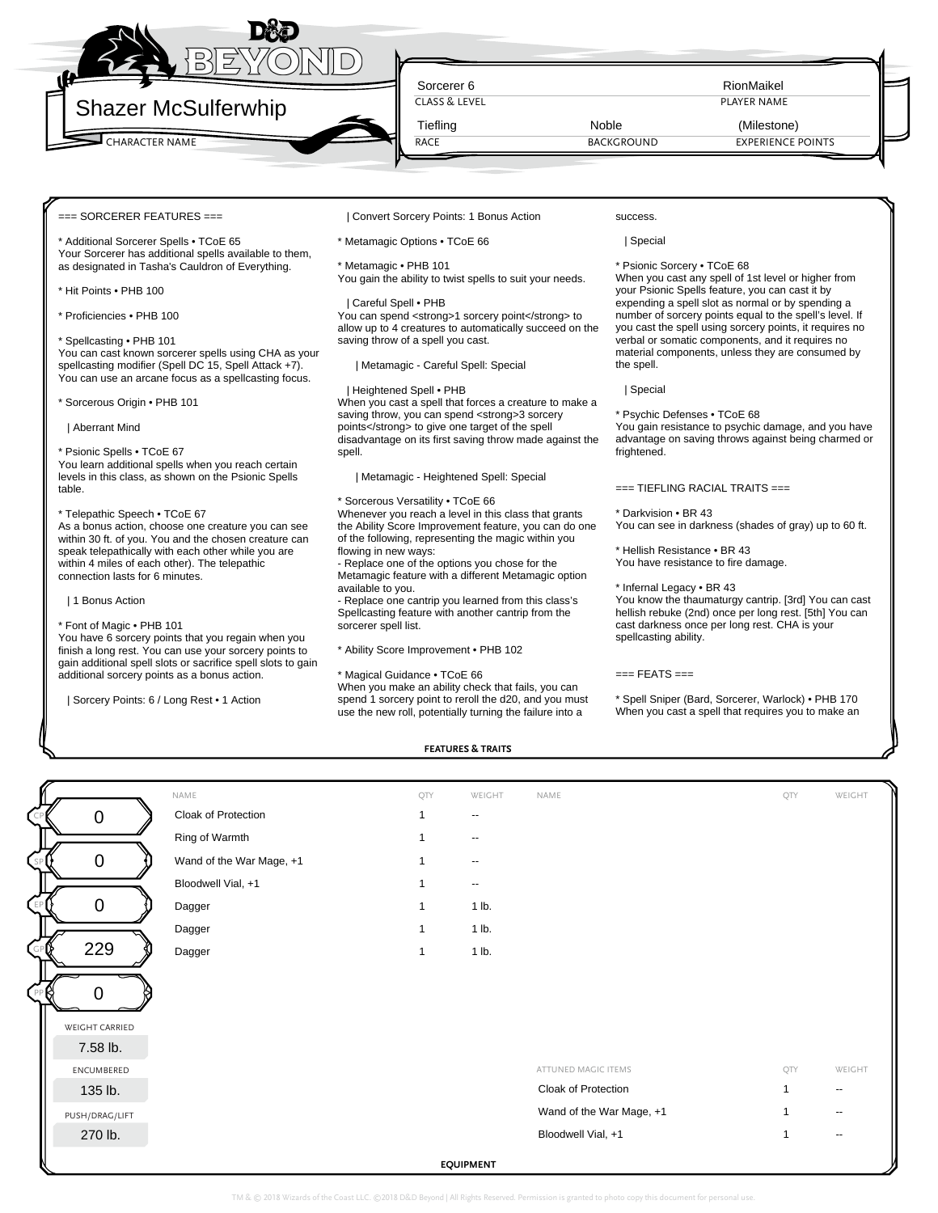Sorcerer 6 | RionMaikel
CLASS & LEVEL | PLAYER NAME

# Shazer McSulferwhip

CHARACTER NAME

| RACE | BACKGROUND | EXPERIENCE POINTS |
|---|---|---|
| Tiefling | Noble | (Milestone) |

## FEATURES & TRAITS

=== SORCERER FEATURES ===

* Additional Sorcerer Spells • TCoE 65
Your Sorcerer has additional spells available to them, as designated in Tasha's Cauldron of Everything.

* Hit Points • PHB 100

* Proficiencies • PHB 100

* Spellcasting • PHB 101
You can cast known sorcerer spells using CHA as your spellcasting modifier (Spell DC 15, Spell Attack +7). You can use an arcane focus as a spellcasting focus.

* Sorcerous Origin • PHB 101

| Aberrant Mind

* Psionic Spells • TCoE 67
You learn additional spells when you reach certain levels in this class, as shown on the Psionic Spells table.

* Telepathic Speech • TCoE 67
As a bonus action, choose one creature you can see within 30 ft. of you. You and the chosen creature can speak telepathically with each other while you are within 4 miles of each other). The telepathic connection lasts for 6 minutes.

| 1 Bonus Action

* Font of Magic • PHB 101
You have 6 sorcery points that you regain when you finish a long rest. You can use your sorcery points to gain additional spell slots or sacrifice spell slots to gain additional sorcery points as a bonus action.

| Sorcery Points: 6 / Long Rest • 1 Action

| Convert Sorcery Points: 1 Bonus Action

* Metamagic Options • TCoE 66

* Metamagic • PHB 101
You gain the ability to twist spells to suit your needs.

| Careful Spell • PHB
You can spend <strong>1 sorcery point</strong> to allow up to 4 creatures to automatically succeed on the saving throw of a spell you cast.

| Metamagic - Careful Spell: Special

| Heightened Spell • PHB
When you cast a spell that forces a creature to make a saving throw, you can spend <strong>3 sorcery points</strong> to give one target of the spell disadvantage on its first saving throw made against the spell.

| Metamagic - Heightened Spell: Special

* Sorcerous Versatility • TCoE 66
Whenever you reach a level in this class that grants the Ability Score Improvement feature, you can do one of the following, representing the magic within you flowing in new ways:
- Replace one of the options you chose for the Metamagic feature with a different Metamagic option available to you.
- Replace one cantrip you learned from this class's Spellcasting feature with another cantrip from the sorcerer spell list.

* Ability Score Improvement • PHB 102

* Magical Guidance • TCoE 66
When you make an ability check that fails, you can spend 1 sorcery point to reroll the d20, and you must use the new roll, potentially turning the failure into a success.

| Special

* Psionic Sorcery • TCoE 68
When you cast any spell of 1st level or higher from your Psionic Spells feature, you can cast it by expending a spell slot as normal or by spending a number of sorcery points equal to the spell's level. If you cast the spell using sorcery points, it requires no verbal or somatic components, and it requires no material components, unless they are consumed by the spell.

| Special

* Psychic Defenses • TCoE 68
You gain resistance to psychic damage, and you have advantage on saving throws against being charmed or frightened.

=== TIEFLING RACIAL TRAITS ===

* Darkvision • BR 43
You can see in darkness (shades of gray) up to 60 ft.

* Hellish Resistance • BR 43
You have resistance to fire damage.

* Infernal Legacy • BR 43
You know the thaumaturgy cantrip. [3rd] You can cast hellish rebuke (2nd) once per long rest. [5th] You can cast darkness once per long rest. CHA is your spellcasting ability.

=== FEATS ===

* Spell Sniper (Bard, Sorcerer, Warlock) • PHB 170
When you cast a spell that requires you to make an

## EQUIPMENT

| Coin | Amount |
|---|---|
| CP | 0 |
| SP | 0 |
| EP | 0 |
| GP | 229 |
| PP | 0 |

| WEIGHT CARRIED | ENCUMBERED | PUSH/DRAG/LIFT |
|---|---|---|
| 7.58 lb. | 135 lb. | 270 lb. |

| NAME | QTY | WEIGHT |
|---|---|---|
| Cloak of Protection | 1 | -- |
| Ring of Warmth | 1 | -- |
| Wand of the War Mage, +1 | 1 | -- |
| Bloodwell Vial, +1 | 1 | -- |
| Dagger | 1 | 1 lb. |
| Dagger | 1 | 1 lb. |
| Dagger | 1 | 1 lb. |

| ATTUNED MAGIC ITEMS | QTY | WEIGHT |
|---|---|---|
| Cloak of Protection | 1 | -- |
| Wand of the War Mage, +1 | 1 | -- |
| Bloodwell Vial, +1 | 1 | -- |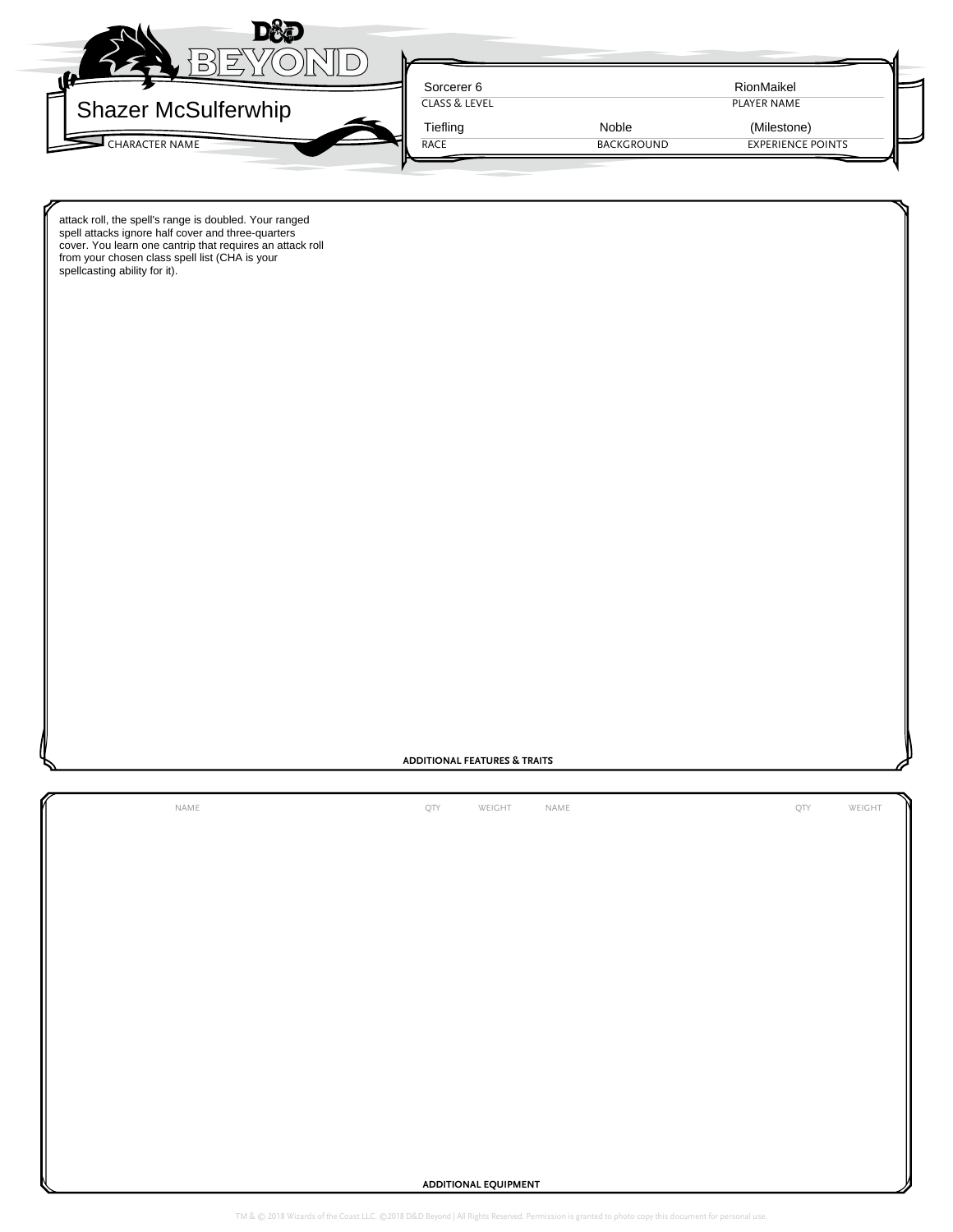| | | |
|---|---|---|
| Sorcerer 6 | | RionMaikel |
| CLASS & LEVEL | | PLAYER NAME |
| Tiefling | Noble | (Milestone) |
| RACE | BACKGROUND | EXPERIENCE POINTS |

Shazer McSulferwhip

CHARACTER NAME

attack roll, the spell's range is doubled. Your ranged spell attacks ignore half cover and three-quarters cover. You learn one cantrip that requires an attack roll from your chosen class spell list (CHA is your spellcasting ability for it).

**ADDITIONAL FEATURES & TRAITS**

| NAME | QTY | WEIGHT | NAME | QTY | WEIGHT |
|---|---|---|---|---|---|

**ADDITIONAL EQUIPMENT**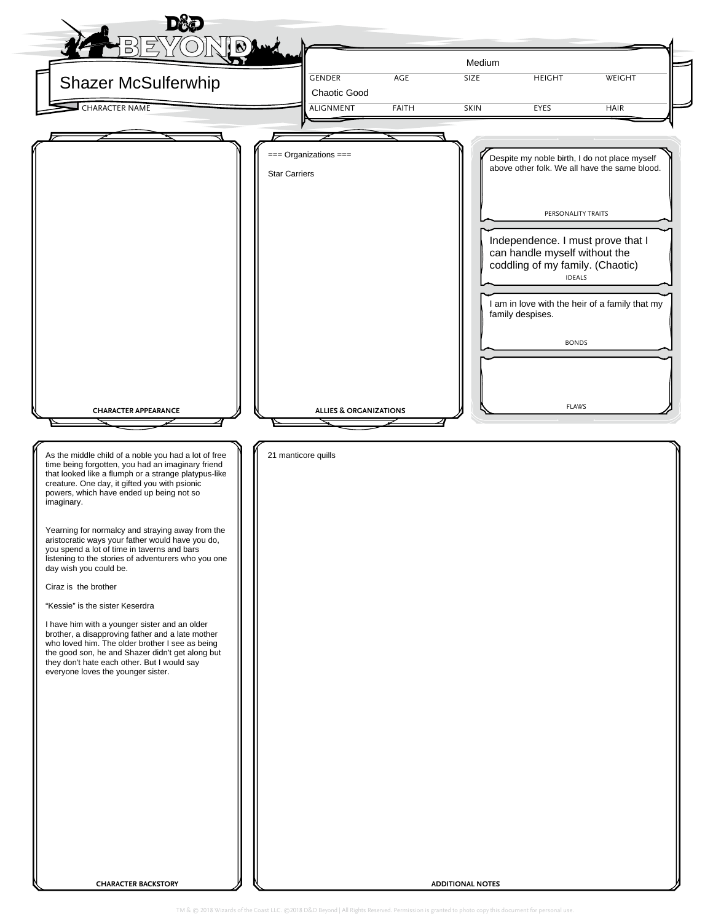# Shazer McSulferwhip

**CHARACTER NAME**

| GENDER | AGE | SIZE | HEIGHT | WEIGHT |
|---|---|---|---|---|
| | | Medium | | |

| ALIGNMENT | FAITH | SKIN | EYES | HAIR |
|---|---|---|---|---|
| Chaotic Good | | | | |

## CHARACTER APPEARANCE

## ALLIES & ORGANIZATIONS

=== Organizations ===

Star Carriers

## PERSONALITY TRAITS

Despite my noble birth, I do not place myself above other folk. We all have the same blood.

## IDEALS

Independence. I must prove that I can handle myself without the coddling of my family. (Chaotic)

## BONDS

I am in love with the heir of a family that my family despises.

## FLAWS

## CHARACTER BACKSTORY

As the middle child of a noble you had a lot of free time being forgotten, you had an imaginary friend that looked like a flumph or a strange platypus-like creature. One day, it gifted you with psionic powers, which have ended up being not so imaginary.

Yearning for normalcy and straying away from the aristocratic ways your father would have you do, you spend a lot of time in taverns and bars listening to the stories of adventurers who you one day wish you could be.

Ciraz is the brother

“Kessie” is the sister Keserdra

I have him with a younger sister and an older brother, a disapproving father and a late mother who loved him. The older brother I see as being the good son, he and Shazer didn't get along but they don't hate each other. But I would say everyone loves the younger sister.

## ADDITIONAL NOTES

21 manticore quills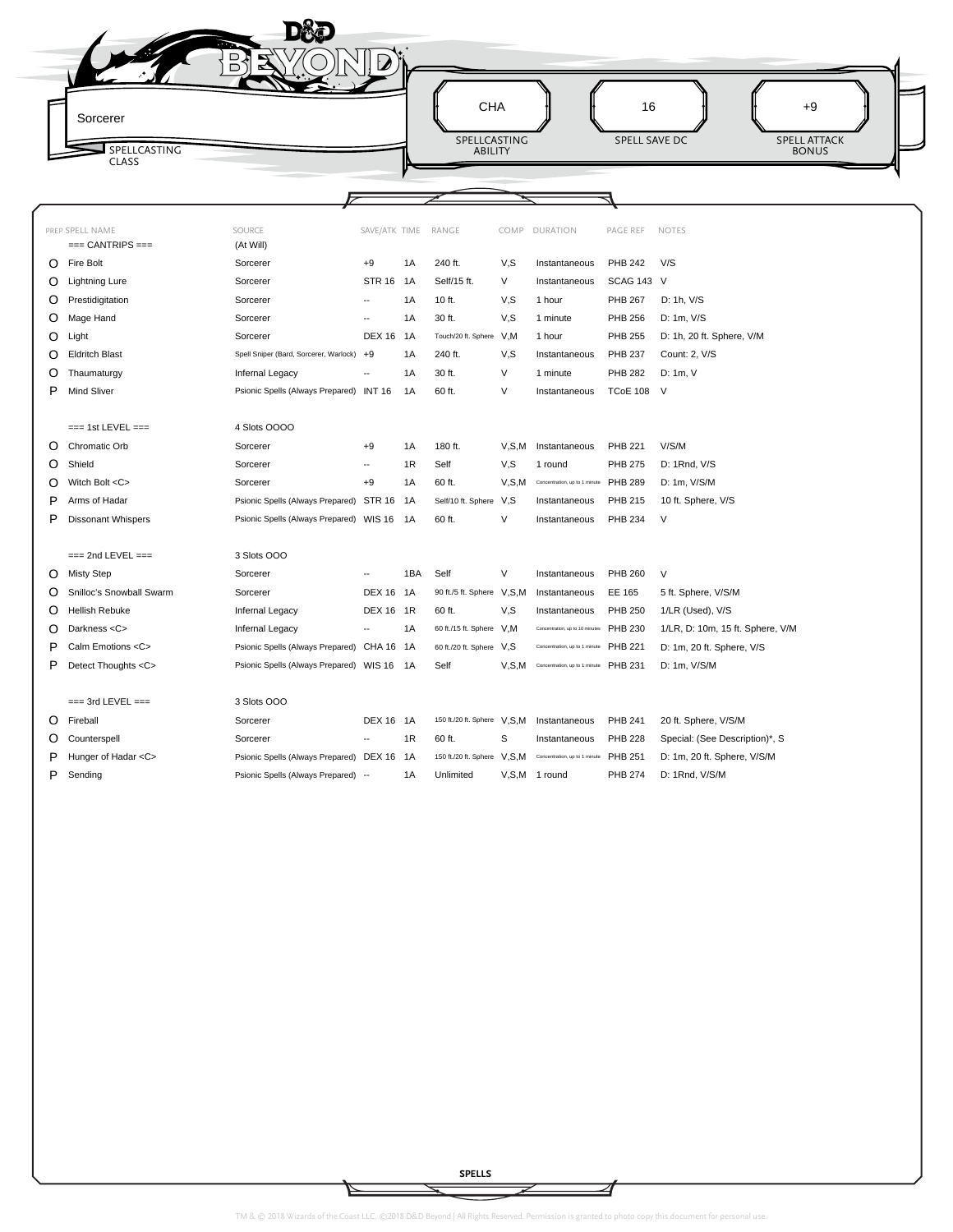| | | |
|---|---|---|
| Sorcerer | CHA | 16 | +9 |
| SPELLCASTING CLASS | SPELLCASTING ABILITY | SPELL SAVE DC | SPELL ATTACK BONUS |

| PREP | SPELL NAME | SOURCE | SAVE/ATK | TIME | RANGE | COMP | DURATION | PAGE REF | NOTES |
|---|---|---|---|---|---|---|---|---|---|
| | === CANTRIPS === | (At Will) | | | | | | | |
| O | Fire Bolt | Sorcerer | +9 | 1A | 240 ft. | V,S | Instantaneous | PHB 242 | V/S |
| O | Lightning Lure | Sorcerer | STR 16 | 1A | Self/15 ft. | V | Instantaneous | SCAG 143 | V |
| O | Prestidigitation | Sorcerer | -- | 1A | 10 ft. | V,S | 1 hour | PHB 267 | D: 1h, V/S |
| O | Mage Hand | Sorcerer | -- | 1A | 30 ft. | V,S | 1 minute | PHB 256 | D: 1m, V/S |
| O | Light | Sorcerer | DEX 16 | 1A | Touch/20 ft. Sphere | V,M | 1 hour | PHB 255 | D: 1h, 20 ft. Sphere, V/M |
| O | Eldritch Blast | Spell Sniper (Bard, Sorcerer, Warlock) | +9 | 1A | 240 ft. | V,S | Instantaneous | PHB 237 | Count: 2, V/S |
| O | Thaumaturgy | Infernal Legacy | -- | 1A | 30 ft. | V | 1 minute | PHB 282 | D: 1m, V |
| P | Mind Sliver | Psionic Spells (Always Prepared) | INT 16 | 1A | 60 ft. | V | Instantaneous | TCoE 108 | V |
| | === 1st LEVEL === | 4 Slots OOOO | | | | | | | |
| O | Chromatic Orb | Sorcerer | +9 | 1A | 180 ft. | V,S,M | Instantaneous | PHB 221 | V/S/M |
| O | Shield | Sorcerer | -- | 1R | Self | V,S | 1 round | PHB 275 | D: 1Rnd, V/S |
| O | Witch Bolt <C> | Sorcerer | +9 | 1A | 60 ft. | V,S,M | Concentration, up to 1 minute | PHB 289 | D: 1m, V/S/M |
| P | Arms of Hadar | Psionic Spells (Always Prepared) | STR 16 | 1A | Self/10 ft. Sphere | V,S | Instantaneous | PHB 215 | 10 ft. Sphere, V/S |
| P | Dissonant Whispers | Psionic Spells (Always Prepared) | WIS 16 | 1A | 60 ft. | V | Instantaneous | PHB 234 | V |
| | === 2nd LEVEL === | 3 Slots OOO | | | | | | | |
| O | Misty Step | Sorcerer | -- | 1BA | Self | V | Instantaneous | PHB 260 | V |
| O | Snilloc's Snowball Swarm | Sorcerer | DEX 16 | 1A | 90 ft./5 ft. Sphere | V,S,M | Instantaneous | EE 165 | 5 ft. Sphere, V/S/M |
| O | Hellish Rebuke | Infernal Legacy | DEX 16 | 1R | 60 ft. | V,S | Instantaneous | PHB 250 | 1/LR (Used), V/S |
| O | Darkness <C> | Infernal Legacy | -- | 1A | 60 ft./15 ft. Sphere | V,M | Concentration, up to 10 minutes | PHB 230 | 1/LR, D: 10m, 15 ft. Sphere, V/M |
| P | Calm Emotions <C> | Psionic Spells (Always Prepared) | CHA 16 | 1A | 60 ft./20 ft. Sphere | V,S | Concentration, up to 1 minute | PHB 221 | D: 1m, 20 ft. Sphere, V/S |
| P | Detect Thoughts <C> | Psionic Spells (Always Prepared) | WIS 16 | 1A | Self | V,S,M | Concentration, up to 1 minute | PHB 231 | D: 1m, V/S/M |
| | === 3rd LEVEL === | 3 Slots OOO | | | | | | | |
| O | Fireball | Sorcerer | DEX 16 | 1A | 150 ft./20 ft. Sphere | V,S,M | Instantaneous | PHB 241 | 20 ft. Sphere, V/S/M |
| O | Counterspell | Sorcerer | -- | 1R | 60 ft. | S | Instantaneous | PHB 228 | Special: (See Description)*, S |
| P | Hunger of Hadar <C> | Psionic Spells (Always Prepared) | DEX 16 | 1A | 150 ft./20 ft. Sphere | V,S,M | Concentration, up to 1 minute | PHB 251 | D: 1m, 20 ft. Sphere, V/S/M |
| P | Sending | Psionic Spells (Always Prepared) | -- | 1A | Unlimited | V,S,M | 1 round | PHB 274 | D: 1Rnd, V/S/M |

SPELLS